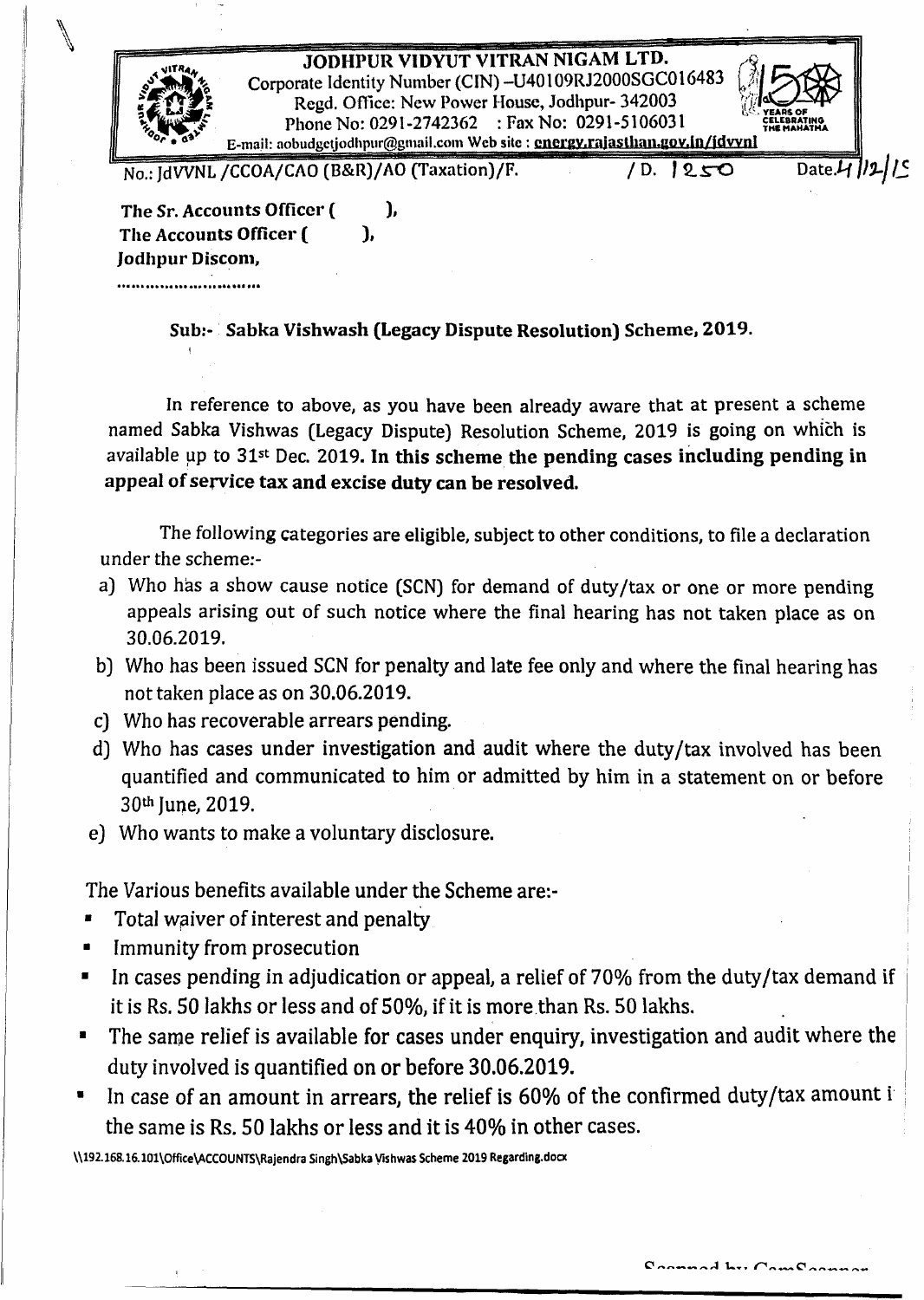# JODHPUR VIDYUT VITRAN NIGAM LTD.

Corporate Identity Number (CIN) -U40109RJ2000SGC016483
Regd. Office: New Power House, Jodhpur- 342003
Phone No: 0291-2742362 : Fax No: 0291-5106031
E-mail: aobudgetjodhpur@gmail.com Web site : energy.rajasthan.gov.in/jdvvnl

No.: JdVVNL /CCOA/CAO (B&R)/AO (Taxation)/F. / D. 1250 Date. 4/12/19

**The Sr. Accounts Officer ( ),**
**The Accounts Officer ( ),**
**Jodhpur Discom,**
..............................

**Sub:- Sabka Vishwash (Legacy Dispute Resolution) Scheme, 2019.**

In reference to above, as you have been already aware that at present a scheme named Sabka Vishwas (Legacy Dispute) Resolution Scheme, 2019 is going on which is available up to 31st Dec. 2019. **In this scheme the pending cases including pending in appeal of service tax and excise duty can be resolved.**

The following categories are eligible, subject to other conditions, to file a declaration under the scheme:-

a) Who has a show cause notice (SCN) for demand of duty/tax or one or more pending appeals arising out of such notice where the final hearing has not taken place as on 30.06.2019.
b) Who has been issued SCN for penalty and late fee only and where the final hearing has not taken place as on 30.06.2019.
c) Who has recoverable arrears pending.
d) Who has cases under investigation and audit where the duty/tax involved has been quantified and communicated to him or admitted by him in a statement on or before 30th June, 2019.
e) Who wants to make a voluntary disclosure.

The Various benefits available under the Scheme are:-

- Total waiver of interest and penalty
- Immunity from prosecution
- In cases pending in adjudication or appeal, a relief of 70% from the duty/tax demand if it is Rs. 50 lakhs or less and of 50%, if it is more than Rs. 50 lakhs.
- The same relief is available for cases under enquiry, investigation and audit where the duty involved is quantified on or before 30.06.2019.
- In case of an amount in arrears, the relief is 60% of the confirmed duty/tax amount i the same is Rs. 50 lakhs or less and it is 40% in other cases.

\\192.168.16.101\Office\ACCOUNTS\Rajendra Singh\Sabka Vishwas Scheme 2019 Regarding.docx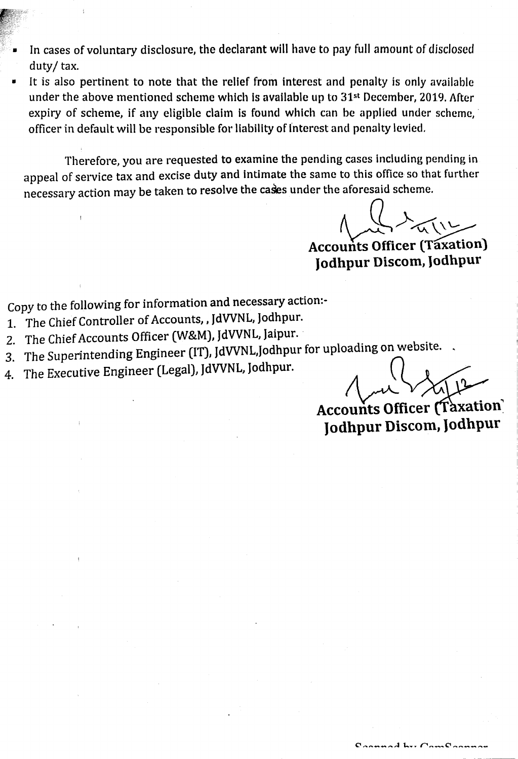- In cases of voluntary disclosure, the declarant will have to pay full amount of disclosed duty/ tax.
- It is also pertinent to note that the relief from interest and penalty is only available under the above mentioned scheme which is available up to 31st December, 2019. After expiry of scheme, if any eligible claim is found which can be applied under scheme, officer in default will be responsible for liability of interest and penalty levied.

Therefore, you are requested to examine the pending cases including pending in appeal of service tax and excise duty and intimate the same to this office so that further necessary action may be taken to resolve the cases under the aforesaid scheme.

**Accounts Officer (Taxation)**
**Jodhpur Discom, Jodhpur**

Copy to the following for information and necessary action:-

1. The Chief Controller of Accounts, , JdVVNL, Jodhpur.
2. The Chief Accounts Officer (W&M), JdVVNL, Jaipur.
3. The Superintending Engineer (IT), JdVVNL,Jodhpur for uploading on website.
4. The Executive Engineer (Legal), JdVVNL, Jodhpur.

**Accounts Officer (Taxation)**
**Jodhpur Discom, Jodhpur**